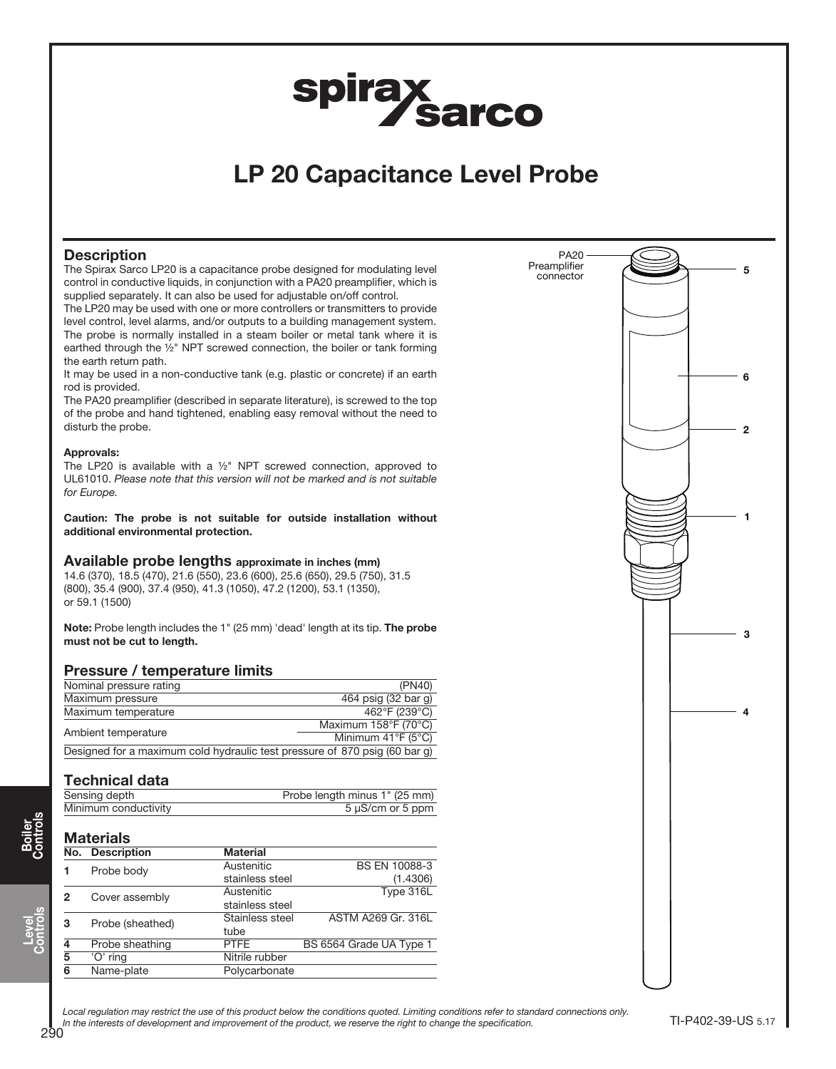# LP 20 Capacitance Level Probe

## Description

The Spirax Sarco LP20 is a capacitance probe designed for modulating level control in conductive liquids, in conjunction with a PA20 preamplifier, which is supplied separately. It can also be used for adjustable on/off control.

The LP20 may be used with one or more controllers or transmitters to provide level control, level alarms, and/or outputs to a building management system.

The probe is normally installed in a steam boiler or metal tank where it is earthed through the ½" NPT screwed connection, the boiler or tank forming the earth return path.

It may be used in a non-conductive tank (e.g. plastic or concrete) if an earth rod is provided.

The PA20 preamplifier (described in separate literature), is screwed to the top of the probe and hand tightened, enabling easy removal without the need to disturb the probe.

**Approvals:**

The LP20 is available with a ½" NPT screwed connection, approved to UL61010. *Please note that this version will not be marked and is not suitable for Europe.*

**Caution: The probe is not suitable for outside installation without additional environmental protection.**

PA20 Preamplifier connector — 5, 6, 2, 1, 3, 4

## Available probe lengths approximate in inches (mm)

14.6 (370), 18.5 (470), 21.6 (550), 23.6 (600), 25.6 (650), 29.5 (750), 31.5 (800), 35.4 (900), 37.4 (950), 41.3 (1050), 47.2 (1200), 53.1 (1350), or 59.1 (1500)

**Note:** Probe length includes the 1" (25 mm) 'dead' length at its tip. **The probe must not be cut to length.**

## Pressure / temperature limits

| | |
|---|---|
| Nominal pressure rating | (PN40) |
| Maximum pressure | 464 psig (32 bar g) |
| Maximum temperature | 462°F (239°C) |
| Ambient temperature | Maximum 158°F (70°C) |
| | Minimum 41°F (5°C) |
| Designed for a maximum cold hydraulic test pressure of | 870 psig (60 bar g) |

## Technical data

| | |
|---|---|
| Sensing depth | Probe length minus 1" (25 mm) |
| Minimum conductivity | 5 µS/cm or 5 ppm |

## Materials

| No. | Description | Material | |
|---|---|---|---|
| 1 | Probe body | Austenitic stainless steel | BS EN 10088-3 (1.4306) |
| 2 | Cover assembly | Austenitic stainless steel | Type 316L |
| 3 | Probe (sheathed) | Stainless steel tube | ASTM A269 Gr. 316L |
| 4 | Probe sheathing | PTFE | BS 6564 Grade UA Type 1 |
| 5 | 'O' ring | Nitrile rubber | |
| 6 | Name-plate | Polycarbonate | |

*Local regulation may restrict the use of this product below the conditions quoted. Limiting conditions refer to standard connections only.*
*In the interests of development and improvement of the product, we reserve the right to change the specification.*

TI-P402-39-US 5.17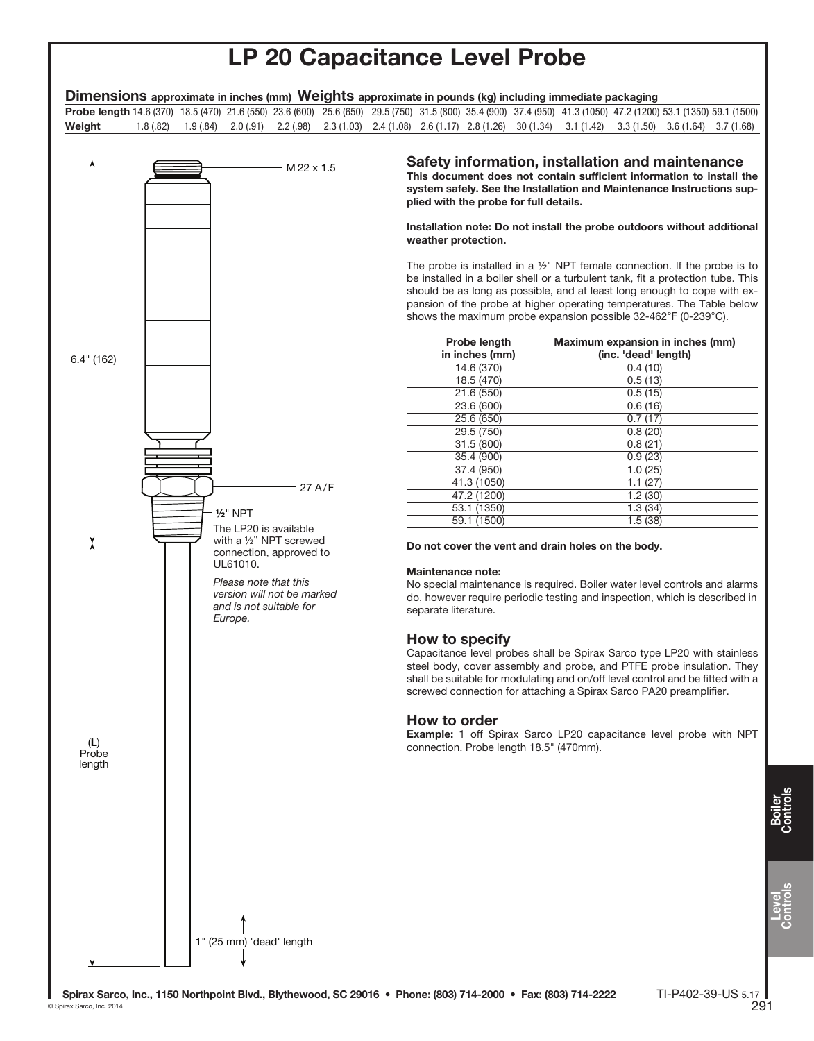# LP 20 Capacitance Level Probe

## Dimensions approximate in inches (mm) Weights approximate in pounds (kg) including immediate packaging

| Probe length | 14.6 (370) | 18.5 (470) | 21.6 (550) | 23.6 (600) | 25.6 (650) | 29.5 (750) | 31.5 (800) | 35.4 (900) | 37.4 (950) | 41.3 (1050) | 47.2 (1200) | 53.1 (1350) | 59.1 (1500) |
|---|---|---|---|---|---|---|---|---|---|---|---|---|---|
| Weight | 1.8 (.82) | 1.9 (.84) | 2.0 (.91) | 2.2 (.98) | 2.3 (1.03) | 2.4 (1.08) | 2.6 (1.17) | 2.8 (1.26) | 30 (1.34) | 3.1 (1.42) | 3.3 (1.50) | 3.6 (1.64) | 3.7 (1.68) |

M 22 x 1.5

6.4" (162)

27 A/F

½" NPT

The LP20 is available with a ½" NPT screwed connection, approved to UL61010.

*Please note that this version will not be marked and is not suitable for Europe.*

(**L**) Probe length

1" (25 mm) 'dead' length

## Safety information, installation and maintenance

**This document does not contain sufficient information to install the system safely. See the Installation and Maintenance Instructions supplied with the probe for full details.**

**Installation note: Do not install the probe outdoors without additional weather protection.**

The probe is installed in a ½" NPT female connection. If the probe is to be installed in a boiler shell or a turbulent tank, fit a protection tube. This should be as long as possible, and at least long enough to cope with expansion of the probe at higher operating temperatures. The Table below shows the maximum probe expansion possible 32-462°F (0-239°C).

| Probe length in inches (mm) | Maximum expansion in inches (mm) (inc. 'dead' length) |
|---|---|
| 14.6 (370) | 0.4 (10) |
| 18.5 (470) | 0.5 (13) |
| 21.6 (550) | 0.5 (15) |
| 23.6 (600) | 0.6 (16) |
| 25.6 (650) | 0.7 (17) |
| 29.5 (750) | 0.8 (20) |
| 31.5 (800) | 0.8 (21) |
| 35.4 (900) | 0.9 (23) |
| 37.4 (950) | 1.0 (25) |
| 41.3 (1050) | 1.1 (27) |
| 47.2 (1200) | 1.2 (30) |
| 53.1 (1350) | 1.3 (34) |
| 59.1 (1500) | 1.5 (38) |

**Do not cover the vent and drain holes on the body.**

**Maintenance note:**
No special maintenance is required. Boiler water level controls and alarms do, however require periodic testing and inspection, which is described in separate literature.

## How to specify

Capacitance level probes shall be Spirax Sarco type LP20 with stainless steel body, cover assembly and probe, and PTFE probe insulation. They shall be suitable for modulating and on/off level control and be fitted with a screwed connection for attaching a Spirax Sarco PA20 preamplifier.

## How to order

**Example:** 1 off Spirax Sarco LP20 capacitance level probe with NPT connection. Probe length 18.5" (470mm).